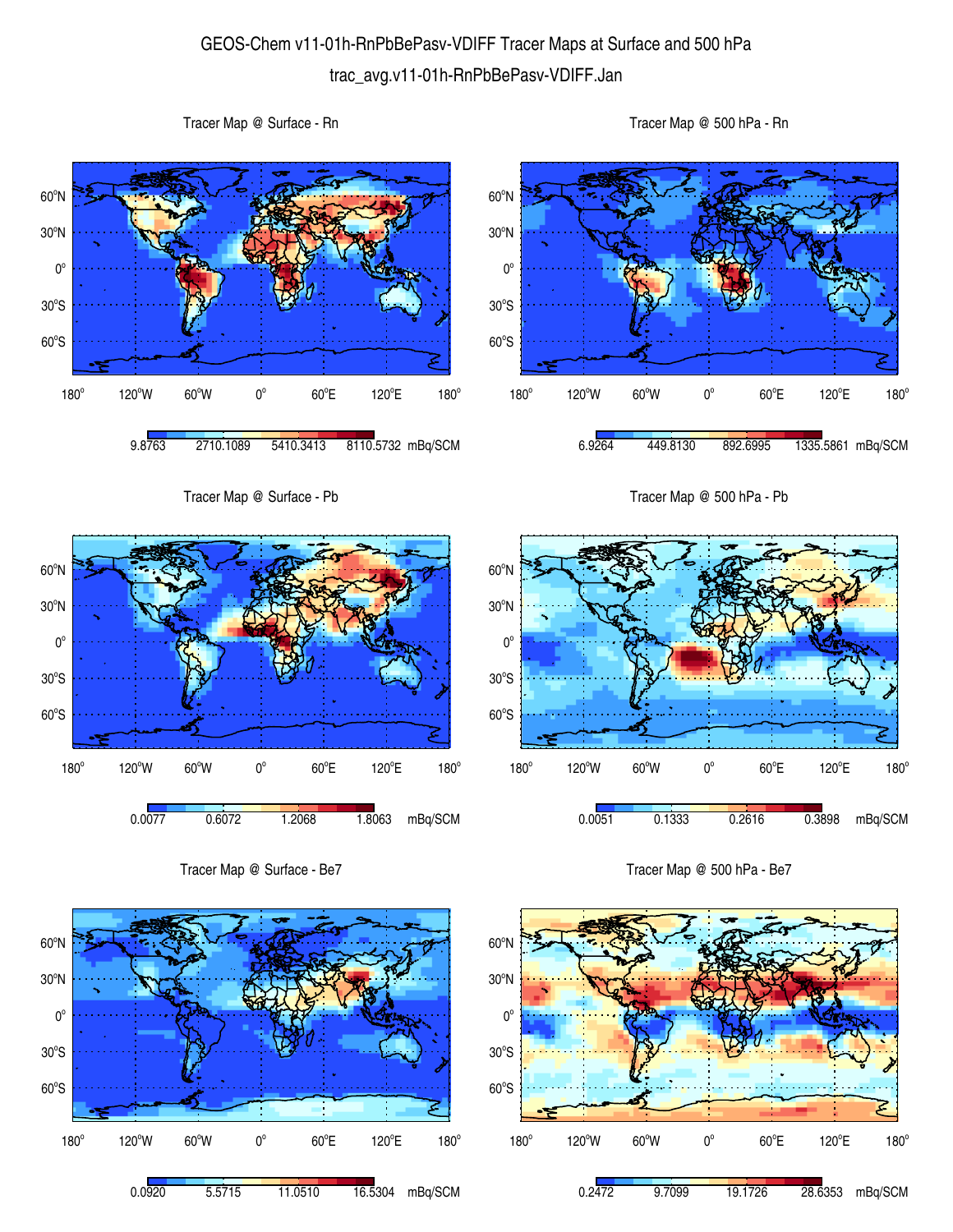# GEOS-Chem v11-01h-RnPbBePasv-VDIFF Tracer Maps at Surface and 500 hPa

trac_avg.v11-01h-RnPbBePasv-VDIFF.Jan

### Tracer Map @ Surface - Rn

9.8763 | 2710.1089 | 5410.3413 | 8110.5732 mBq/SCM

### Tracer Map @ 500 hPa - Rn

6.9264 | 449.8130 | 892.6995 | 1335.5861 mBq/SCM

### Tracer Map @ Surface - Pb

0.0077 | 0.6072 | 1.2068 | 1.8063 mBq/SCM

### Tracer Map @ 500 hPa - Pb

0.0051 | 0.1333 | 0.2616 | 0.3898 mBq/SCM

### Tracer Map @ Surface - Be7

0.0920 | 5.5715 | 11.0510 | 16.5304 mBq/SCM

### Tracer Map @ 500 hPa - Be7

0.2472 | 9.7099 | 19.1726 | 28.6353 mBq/SCM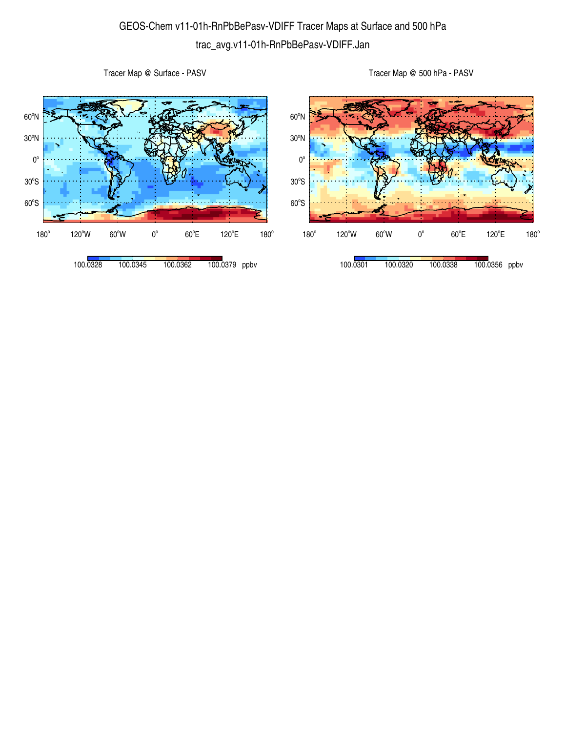GEOS-Chem v11-01h-RnPbBePasv-VDIFF Tracer Maps at Surface and 500 hPa

trac_avg.v11-01h-RnPbBePasv-VDIFF.Jan

Tracer Map @ Surface - PASV

60°N
30°N
0°
30°S
60°S

180° 120°W 60°W 0° 60°E 120°E 180°

100.0328 100.0345 100.0362 100.0379 ppbv

Tracer Map @ 500 hPa - PASV

60°N
30°N
0°
30°S
60°S

180° 120°W 60°W 0° 60°E 120°E 180°

100.0301 100.0320 100.0338 100.0356 ppbv